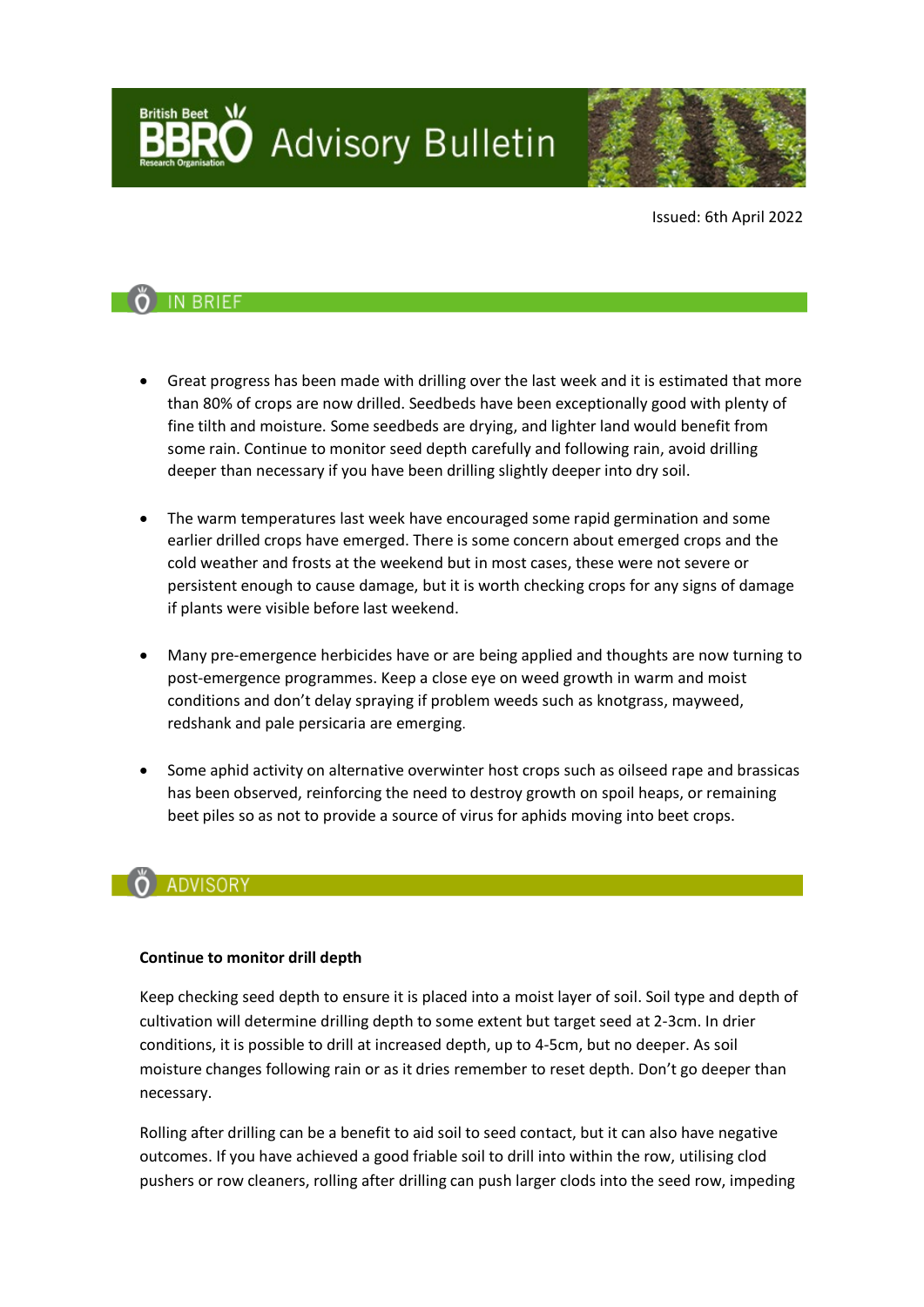# British Beet Research Organisation (BBRO) Advisory Bulletin

Issued: 6th April 2022

## IN BRIEF

- Great progress has been made with drilling over the last week and it is estimated that more than 80% of crops are now drilled. Seedbeds have been exceptionally good with plenty of fine tilth and moisture. Some seedbeds are drying, and lighter land would benefit from some rain. Continue to monitor seed depth carefully and following rain, avoid drilling deeper than necessary if you have been drilling slightly deeper into dry soil.

- The warm temperatures last week have encouraged some rapid germination and some earlier drilled crops have emerged. There is some concern about emerged crops and the cold weather and frosts at the weekend but in most cases, these were not severe or persistent enough to cause damage, but it is worth checking crops for any signs of damage if plants were visible before last weekend.

- Many pre-emergence herbicides have or are being applied and thoughts are now turning to post-emergence programmes. Keep a close eye on weed growth in warm and moist conditions and don't delay spraying if problem weeds such as knotgrass, mayweed, redshank and pale persicaria are emerging.

- Some aphid activity on alternative overwinter host crops such as oilseed rape and brassicas has been observed, reinforcing the need to destroy growth on spoil heaps, or remaining beet piles so as not to provide a source of virus for aphids moving into beet crops.

## ADVISORY

**Continue to monitor drill depth**

Keep checking seed depth to ensure it is placed into a moist layer of soil. Soil type and depth of cultivation will determine drilling depth to some extent but target seed at 2-3cm. In drier conditions, it is possible to drill at increased depth, up to 4-5cm, but no deeper. As soil moisture changes following rain or as it dries remember to reset depth. Don't go deeper than necessary.

Rolling after drilling can be a benefit to aid soil to seed contact, but it can also have negative outcomes. If you have achieved a good friable soil to drill into within the row, utilising clod pushers or row cleaners, rolling after drilling can push larger clods into the seed row, impeding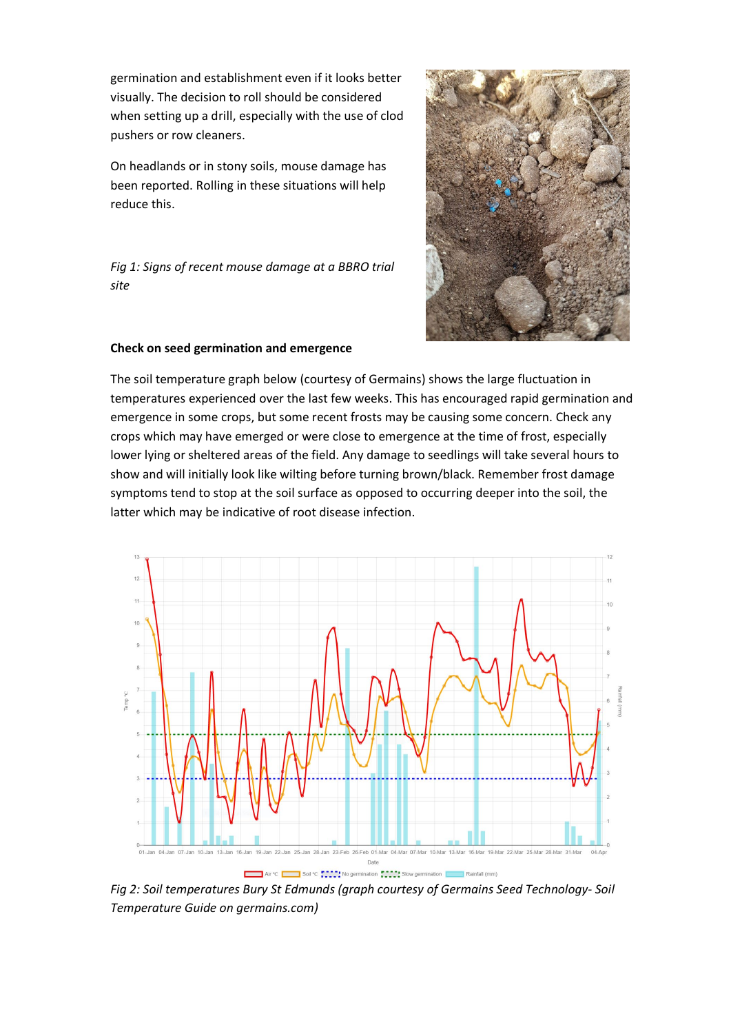germination and establishment even if it looks better visually. The decision to roll should be considered when setting up a drill, especially with the use of clod pushers or row cleaners.

On headlands or in stony soils, mouse damage has been reported. Rolling in these situations will help reduce this.

*Fig 1: Signs of recent mouse damage at a BBRO trial site*

**Check on seed germination and emergence**

The soil temperature graph below (courtesy of Germains) shows the large fluctuation in temperatures experienced over the last few weeks. This has encouraged rapid germination and emergence in some crops, but some recent frosts may be causing some concern. Check any crops which may have emerged or were close to emergence at the time of frost, especially lower lying or sheltered areas of the field. Any damage to seedlings will take several hours to show and will initially look like wilting before turning brown/black. Remember frost damage symptoms tend to stop at the soil surface as opposed to occurring deeper into the soil, the latter which may be indicative of root disease infection.

*Fig 2: Soil temperatures Bury St Edmunds (graph courtesy of Germains Seed Technology- Soil Temperature Guide on germains.com)*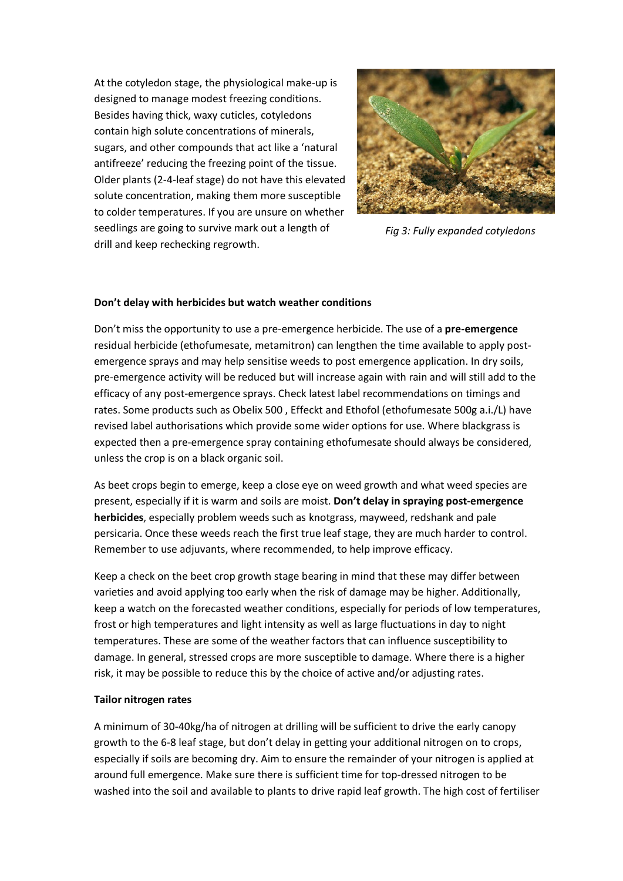At the cotyledon stage, the physiological make-up is designed to manage modest freezing conditions. Besides having thick, waxy cuticles, cotyledons contain high solute concentrations of minerals, sugars, and other compounds that act like a 'natural antifreeze' reducing the freezing point of the tissue. Older plants (2-4-leaf stage) do not have this elevated solute concentration, making them more susceptible to colder temperatures. If you are unsure on whether seedlings are going to survive mark out a length of drill and keep rechecking regrowth.

*Fig 3: Fully expanded cotyledons*

**Don't delay with herbicides but watch weather conditions**

Don't miss the opportunity to use a pre-emergence herbicide. The use of a **pre-emergence** residual herbicide (ethofumesate, metamitron) can lengthen the time available to apply post-emergence sprays and may help sensitise weeds to post emergence application. In dry soils, pre-emergence activity will be reduced but will increase again with rain and will still add to the efficacy of any post-emergence sprays. Check latest label recommendations on timings and rates. Some products such as Obelix 500 , Effeckt and Ethofol (ethofumesate 500g a.i./L) have revised label authorisations which provide some wider options for use. Where blackgrass is expected then a pre-emergence spray containing ethofumesate should always be considered, unless the crop is on a black organic soil.

As beet crops begin to emerge, keep a close eye on weed growth and what weed species are present, especially if it is warm and soils are moist. **Don't delay in spraying post-emergence herbicides**, especially problem weeds such as knotgrass, mayweed, redshank and pale persicaria. Once these weeds reach the first true leaf stage, they are much harder to control. Remember to use adjuvants, where recommended, to help improve efficacy.

Keep a check on the beet crop growth stage bearing in mind that these may differ between varieties and avoid applying too early when the risk of damage may be higher. Additionally, keep a watch on the forecasted weather conditions, especially for periods of low temperatures, frost or high temperatures and light intensity as well as large fluctuations in day to night temperatures. These are some of the weather factors that can influence susceptibility to damage. In general, stressed crops are more susceptible to damage. Where there is a higher risk, it may be possible to reduce this by the choice of active and/or adjusting rates.

**Tailor nitrogen rates**

A minimum of 30-40kg/ha of nitrogen at drilling will be sufficient to drive the early canopy growth to the 6-8 leaf stage, but don't delay in getting your additional nitrogen on to crops, especially if soils are becoming dry. Aim to ensure the remainder of your nitrogen is applied at around full emergence. Make sure there is sufficient time for top-dressed nitrogen to be washed into the soil and available to plants to drive rapid leaf growth. The high cost of fertiliser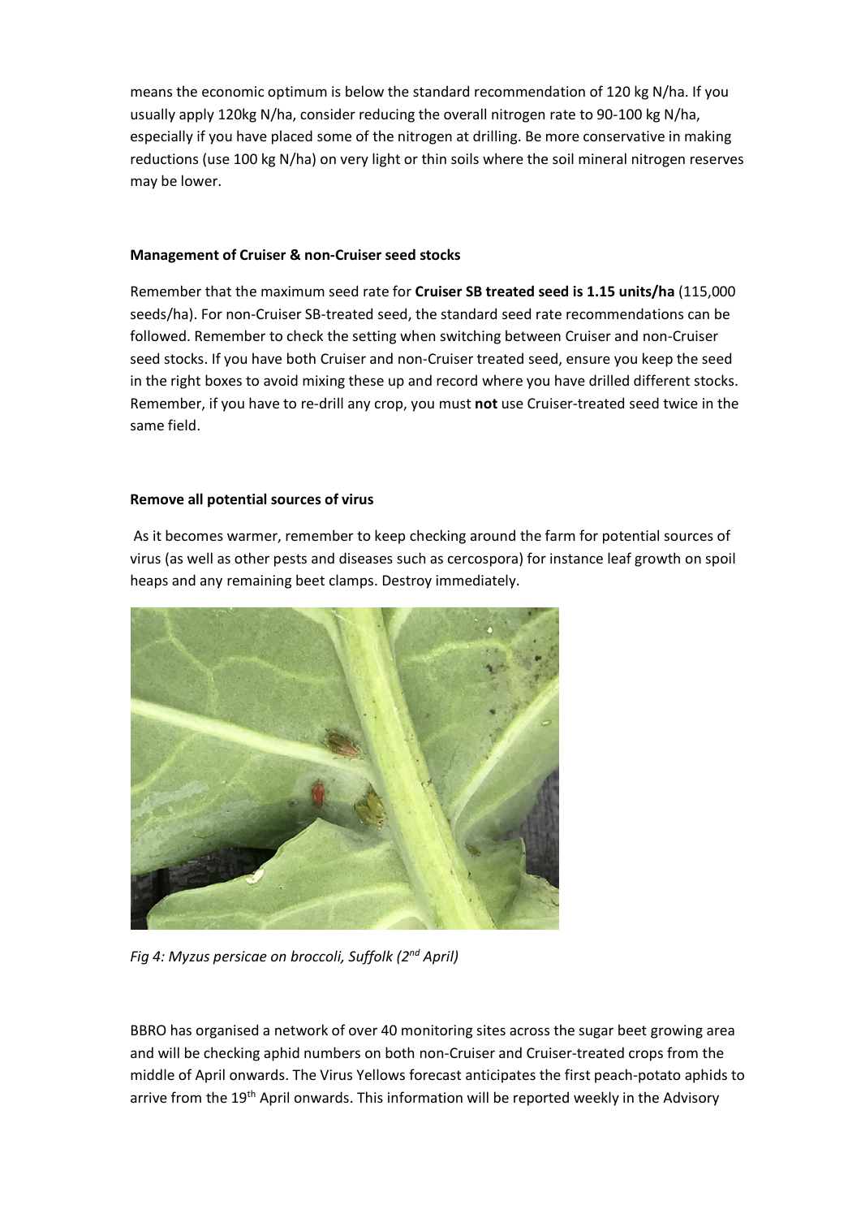means the economic optimum is below the standard recommendation of 120 kg N/ha. If you usually apply 120kg N/ha, consider reducing the overall nitrogen rate to 90-100 kg N/ha, especially if you have placed some of the nitrogen at drilling. Be more conservative in making reductions (use 100 kg N/ha) on very light or thin soils where the soil mineral nitrogen reserves may be lower.

**Management of Cruiser & non-Cruiser seed stocks**

Remember that the maximum seed rate for **Cruiser SB treated seed is 1.15 units/ha** (115,000 seeds/ha). For non-Cruiser SB-treated seed, the standard seed rate recommendations can be followed. Remember to check the setting when switching between Cruiser and non-Cruiser seed stocks. If you have both Cruiser and non-Cruiser treated seed, ensure you keep the seed in the right boxes to avoid mixing these up and record where you have drilled different stocks. Remember, if you have to re-drill any crop, you must **not** use Cruiser-treated seed twice in the same field.

**Remove all potential sources of virus**

As it becomes warmer, remember to keep checking around the farm for potential sources of virus (as well as other pests and diseases such as cercospora) for instance leaf growth on spoil heaps and any remaining beet clamps. Destroy immediately.

*Fig 4: Myzus persicae on broccoli, Suffolk (2nd April)*

BBRO has organised a network of over 40 monitoring sites across the sugar beet growing area and will be checking aphid numbers on both non-Cruiser and Cruiser-treated crops from the middle of April onwards. The Virus Yellows forecast anticipates the first peach-potato aphids to arrive from the 19th April onwards. This information will be reported weekly in the Advisory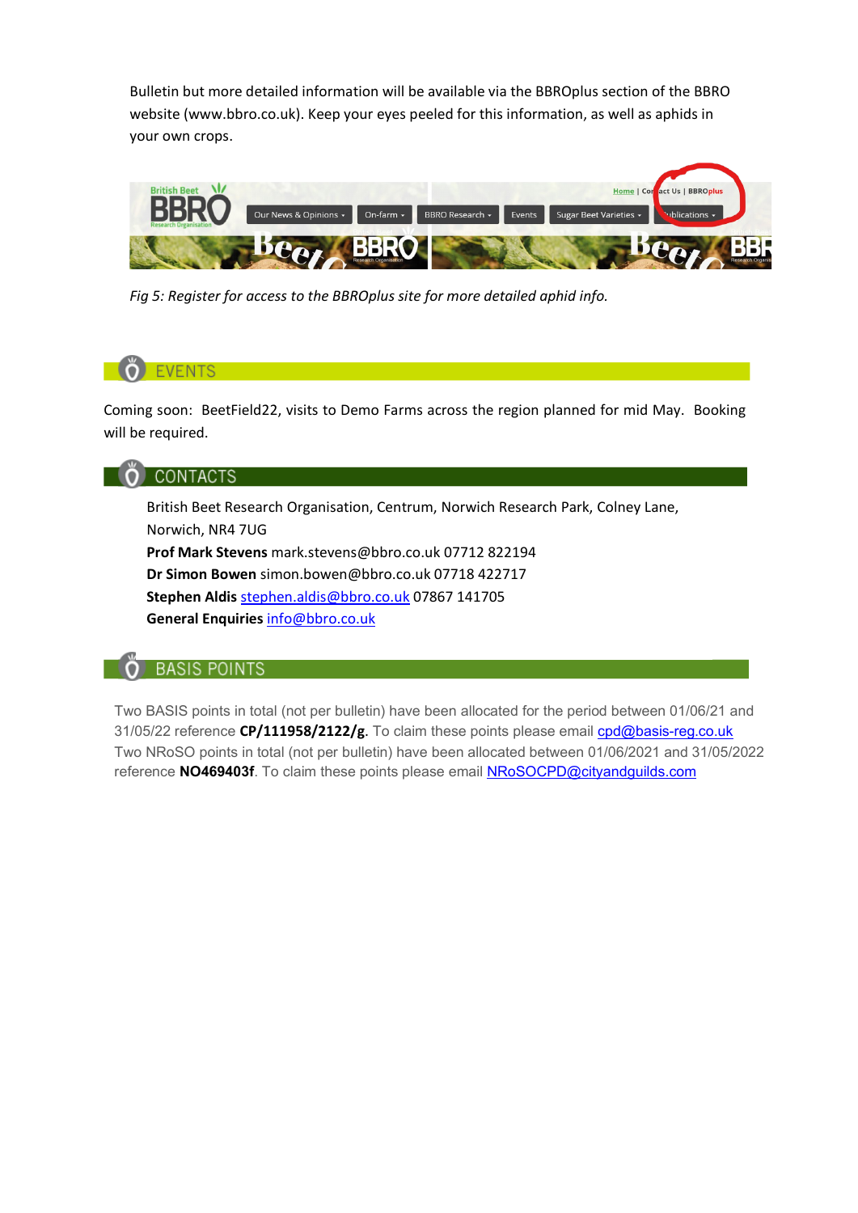Bulletin but more detailed information will be available via the BBROplus section of the BBRO website (www.bbro.co.uk). Keep your eyes peeled for this information, as well as aphids in your own crops.

*Fig 5: Register for access to the BBROplus site for more detailed aphid info.*

## EVENTS

Coming soon: BeetField22, visits to Demo Farms across the region planned for mid May. Booking will be required.

## CONTACTS

British Beet Research Organisation, Centrum, Norwich Research Park, Colney Lane, Norwich, NR4 7UG

**Prof Mark Stevens** mark.stevens@bbro.co.uk 07712 822194

**Dr Simon Bowen** simon.bowen@bbro.co.uk 07718 422717

**Stephen Aldis** stephen.aldis@bbro.co.uk 07867 141705

**General Enquiries** info@bbro.co.uk

## BASIS POINTS

Two BASIS points in total (not per bulletin) have been allocated for the period between 01/06/21 and 31/05/22 reference **CP/111958/2122/g**. To claim these points please email cpd@basis-reg.co.uk
Two NRoSO points in total (not per bulletin) have been allocated between 01/06/2021 and 31/05/2022 reference **NO469403f**. To claim these points please email NRoSOCPD@cityandguilds.com